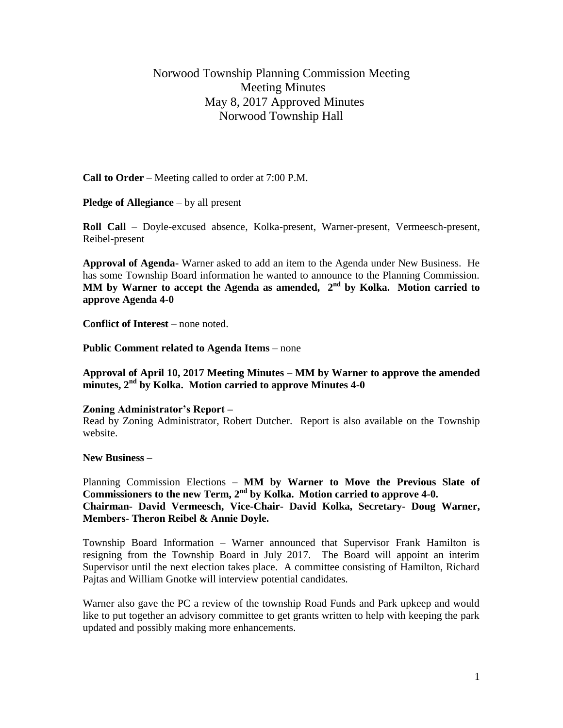# Norwood Township Planning Commission Meeting
## Meeting Minutes
## May 8, 2017 Approved Minutes
## Norwood Township Hall

**Call to Order** – Meeting called to order at 7:00 P.M.

**Pledge of Allegiance** – by all present

**Roll Call** – Doyle-excused absence, Kolka-present, Warner-present, Vermeesch-present, Reibel-present

**Approval of Agenda-** Warner asked to add an item to the Agenda under New Business. He has some Township Board information he wanted to announce to the Planning Commission. **MM by Warner to accept the Agenda as amended, 2nd by Kolka. Motion carried to approve Agenda 4-0**

**Conflict of Interest** – none noted.

**Public Comment related to Agenda Items** – none

**Approval of April 10, 2017 Meeting Minutes – MM by Warner to approve the amended minutes, 2nd by Kolka. Motion carried to approve Minutes 4-0**

**Zoning Administrator's Report –**

Read by Zoning Administrator, Robert Dutcher. Report is also available on the Township website.

**New Business –**

Planning Commission Elections – **MM by Warner to Move the Previous Slate of Commissioners to the new Term, 2nd by Kolka. Motion carried to approve 4-0. Chairman- David Vermeesch, Vice-Chair- David Kolka, Secretary- Doug Warner, Members- Theron Reibel & Annie Doyle.**

Township Board Information – Warner announced that Supervisor Frank Hamilton is resigning from the Township Board in July 2017. The Board will appoint an interim Supervisor until the next election takes place. A committee consisting of Hamilton, Richard Pajtas and William Gnotke will interview potential candidates.

Warner also gave the PC a review of the township Road Funds and Park upkeep and would like to put together an advisory committee to get grants written to help with keeping the park updated and possibly making more enhancements.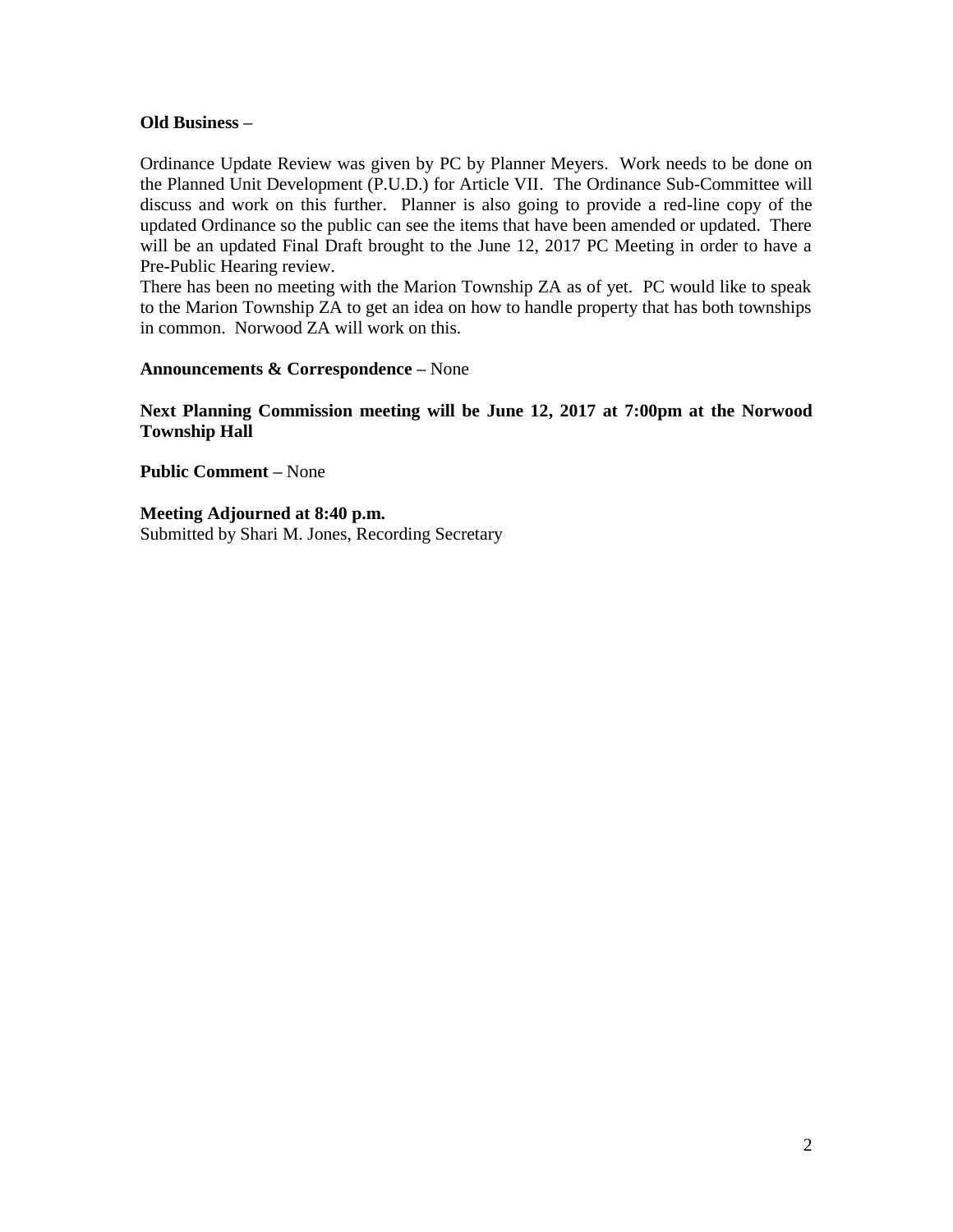**Old Business –**

Ordinance Update Review was given by PC by Planner Meyers. Work needs to be done on the Planned Unit Development (P.U.D.) for Article VII. The Ordinance Sub-Committee will discuss and work on this further. Planner is also going to provide a red-line copy of the updated Ordinance so the public can see the items that have been amended or updated. There will be an updated Final Draft brought to the June 12, 2017 PC Meeting in order to have a Pre-Public Hearing review.

There has been no meeting with the Marion Township ZA as of yet. PC would like to speak to the Marion Township ZA to get an idea on how to handle property that has both townships in common. Norwood ZA will work on this.

**Announcements & Correspondence –** None

**Next Planning Commission meeting will be June 12, 2017 at 7:00pm at the Norwood Township Hall**

**Public Comment –** None

**Meeting Adjourned at 8:40 p.m.**
Submitted by Shari M. Jones, Recording Secretary